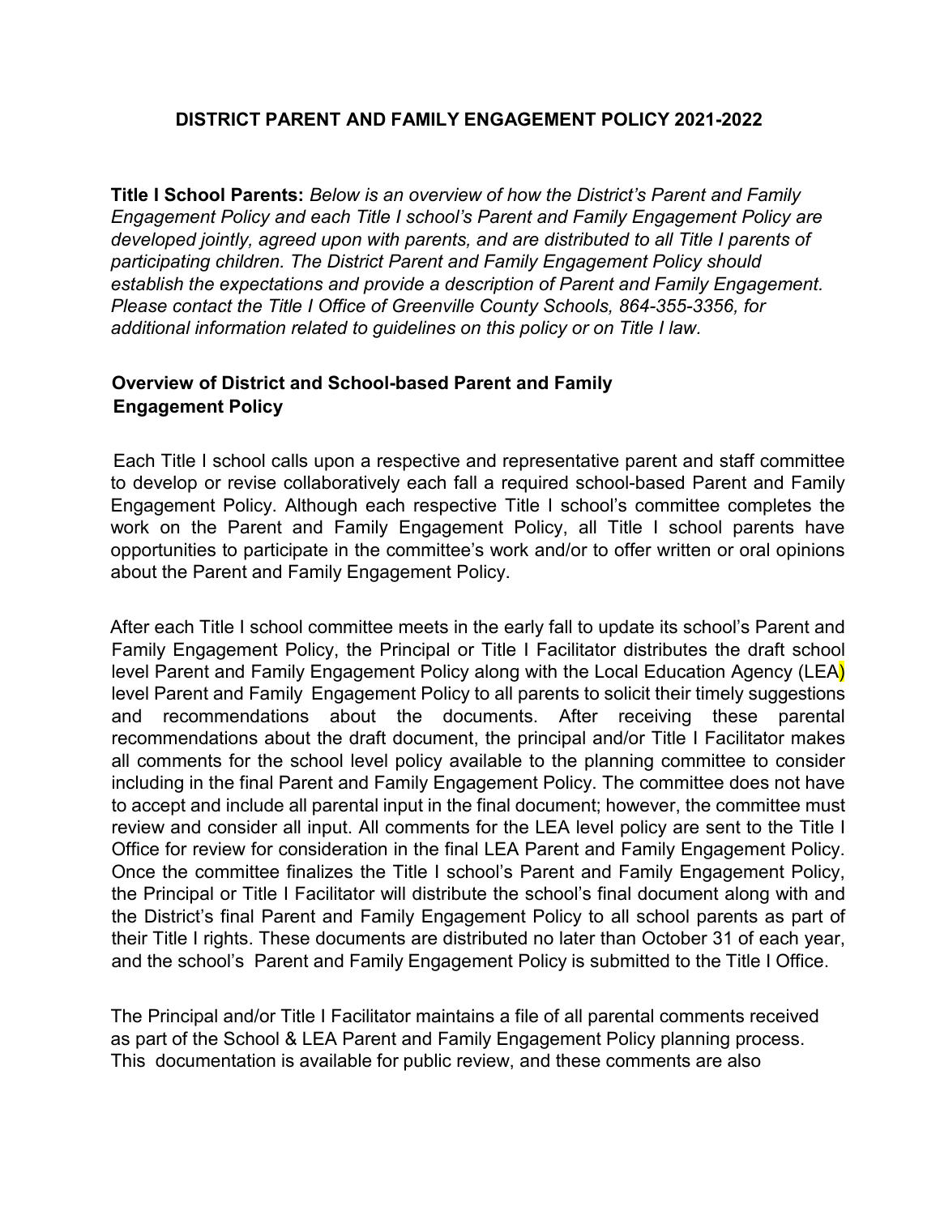# DISTRICT PARENT AND FAMILY ENGAGEMENT POLICY 2021-2022

**Title I School Parents:** *Below is an overview of how the District's Parent and Family Engagement Policy and each Title I school's Parent and Family Engagement Policy are developed jointly, agreed upon with parents, and are distributed to all Title I parents of participating children. The District Parent and Family Engagement Policy should establish the expectations and provide a description of Parent and Family Engagement. Please contact the Title I Office of Greenville County Schools, 864-355-3356, for additional information related to guidelines on this policy or on Title I law.*

## Overview of District and School-based Parent and Family Engagement Policy

Each Title I school calls upon a respective and representative parent and staff committee to develop or revise collaboratively each fall a required school-based Parent and Family Engagement Policy. Although each respective Title I school's committee completes the work on the Parent and Family Engagement Policy, all Title I school parents have opportunities to participate in the committee's work and/or to offer written or oral opinions about the Parent and Family Engagement Policy.

After each Title I school committee meets in the early fall to update its school's Parent and Family Engagement Policy, the Principal or Title I Facilitator distributes the draft school level Parent and Family Engagement Policy along with the Local Education Agency (LEA) level Parent and Family Engagement Policy to all parents to solicit their timely suggestions and recommendations about the documents. After receiving these parental recommendations about the draft document, the principal and/or Title I Facilitator makes all comments for the school level policy available to the planning committee to consider including in the final Parent and Family Engagement Policy. The committee does not have to accept and include all parental input in the final document; however, the committee must review and consider all input. All comments for the LEA level policy are sent to the Title I Office for review for consideration in the final LEA Parent and Family Engagement Policy. Once the committee finalizes the Title I school's Parent and Family Engagement Policy, the Principal or Title I Facilitator will distribute the school's final document along with and the District's final Parent and Family Engagement Policy to all school parents as part of their Title I rights. These documents are distributed no later than October 31 of each year, and the school's Parent and Family Engagement Policy is submitted to the Title I Office.

The Principal and/or Title I Facilitator maintains a file of all parental comments received as part of the School & LEA Parent and Family Engagement Policy planning process. This documentation is available for public review, and these comments are also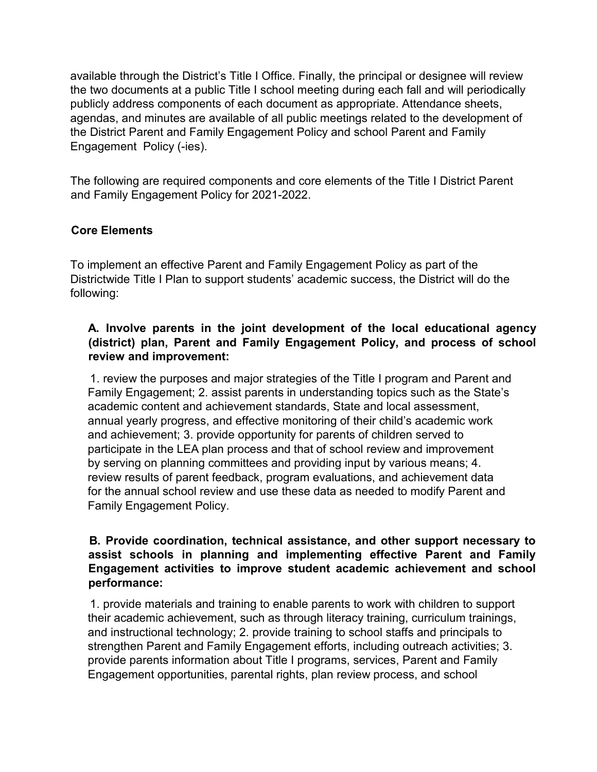available through the District's Title I Office. Finally, the principal or designee will review the two documents at a public Title I school meeting during each fall and will periodically publicly address components of each document as appropriate. Attendance sheets, agendas, and minutes are available of all public meetings related to the development of the District Parent and Family Engagement Policy and school Parent and Family Engagement Policy (-ies).

The following are required components and core elements of the Title I District Parent and Family Engagement Policy for 2021-2022.

**Core Elements**

To implement an effective Parent and Family Engagement Policy as part of the Districtwide Title I Plan to support students' academic success, the District will do the following:

**A. Involve parents in the joint development of the local educational agency (district) plan, Parent and Family Engagement Policy, and process of school review and improvement:**

1. review the purposes and major strategies of the Title I program and Parent and Family Engagement; 2. assist parents in understanding topics such as the State's academic content and achievement standards, State and local assessment, annual yearly progress, and effective monitoring of their child's academic work and achievement; 3. provide opportunity for parents of children served to participate in the LEA plan process and that of school review and improvement by serving on planning committees and providing input by various means; 4. review results of parent feedback, program evaluations, and achievement data for the annual school review and use these data as needed to modify Parent and Family Engagement Policy.

**B. Provide coordination, technical assistance, and other support necessary to assist schools in planning and implementing effective Parent and Family Engagement activities to improve student academic achievement and school performance:**

1. provide materials and training to enable parents to work with children to support their academic achievement, such as through literacy training, curriculum trainings, and instructional technology; 2. provide training to school staffs and principals to strengthen Parent and Family Engagement efforts, including outreach activities; 3. provide parents information about Title I programs, services, Parent and Family Engagement opportunities, parental rights, plan review process, and school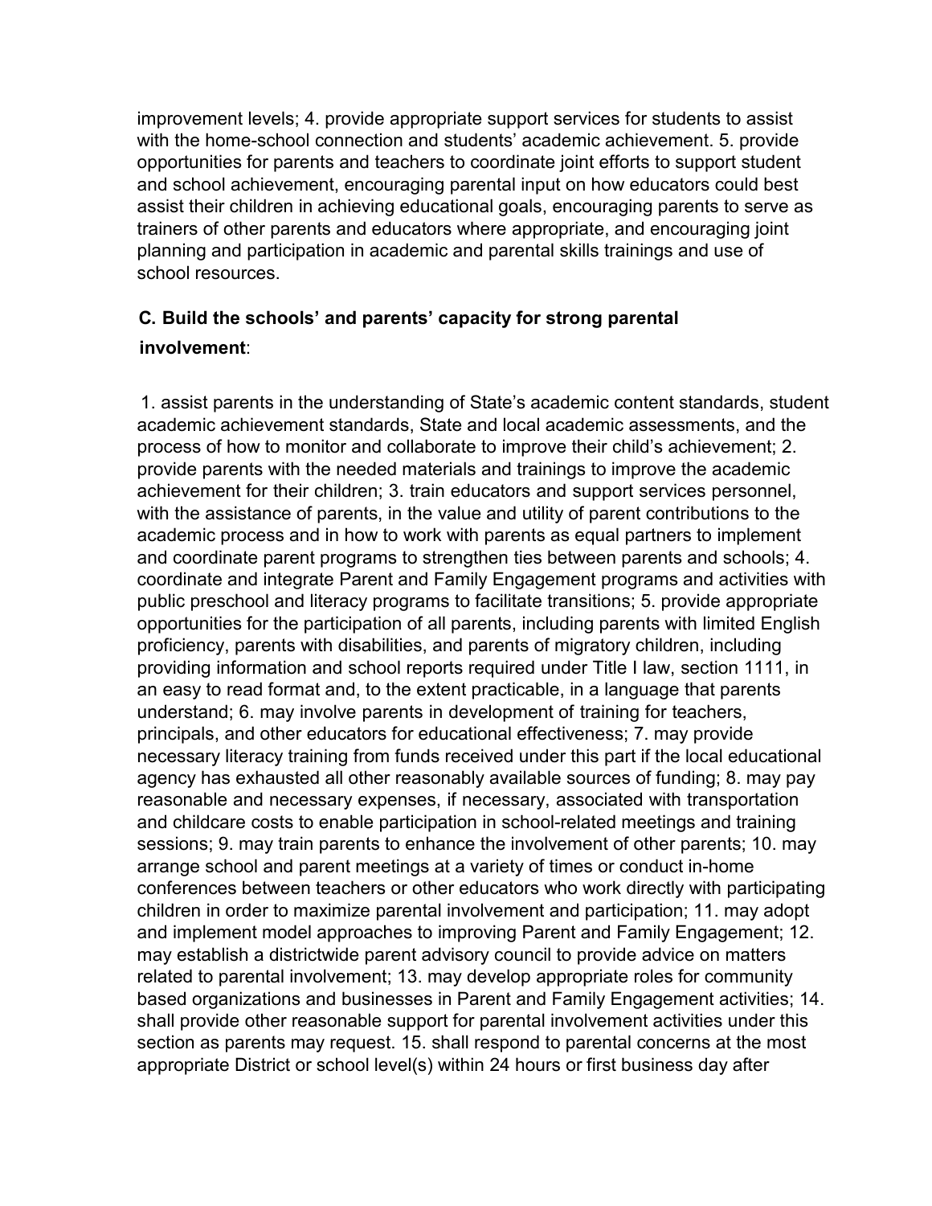improvement levels; 4. provide appropriate support services for students to assist with the home-school connection and students' academic achievement. 5. provide opportunities for parents and teachers to coordinate joint efforts to support student and school achievement, encouraging parental input on how educators could best assist their children in achieving educational goals, encouraging parents to serve as trainers of other parents and educators where appropriate, and encouraging joint planning and participation in academic and parental skills trainings and use of school resources.

**C. Build the schools' and parents' capacity for strong parental involvement**:

1. assist parents in the understanding of State's academic content standards, student academic achievement standards, State and local academic assessments, and the process of how to monitor and collaborate to improve their child's achievement; 2. provide parents with the needed materials and trainings to improve the academic achievement for their children; 3. train educators and support services personnel, with the assistance of parents, in the value and utility of parent contributions to the academic process and in how to work with parents as equal partners to implement and coordinate parent programs to strengthen ties between parents and schools; 4. coordinate and integrate Parent and Family Engagement programs and activities with public preschool and literacy programs to facilitate transitions; 5. provide appropriate opportunities for the participation of all parents, including parents with limited English proficiency, parents with disabilities, and parents of migratory children, including providing information and school reports required under Title I law, section 1111, in an easy to read format and, to the extent practicable, in a language that parents understand; 6. may involve parents in development of training for teachers, principals, and other educators for educational effectiveness; 7. may provide necessary literacy training from funds received under this part if the local educational agency has exhausted all other reasonably available sources of funding; 8. may pay reasonable and necessary expenses, if necessary, associated with transportation and childcare costs to enable participation in school-related meetings and training sessions; 9. may train parents to enhance the involvement of other parents; 10. may arrange school and parent meetings at a variety of times or conduct in-home conferences between teachers or other educators who work directly with participating children in order to maximize parental involvement and participation; 11. may adopt and implement model approaches to improving Parent and Family Engagement; 12. may establish a districtwide parent advisory council to provide advice on matters related to parental involvement; 13. may develop appropriate roles for community based organizations and businesses in Parent and Family Engagement activities; 14. shall provide other reasonable support for parental involvement activities under this section as parents may request. 15. shall respond to parental concerns at the most appropriate District or school level(s) within 24 hours or first business day after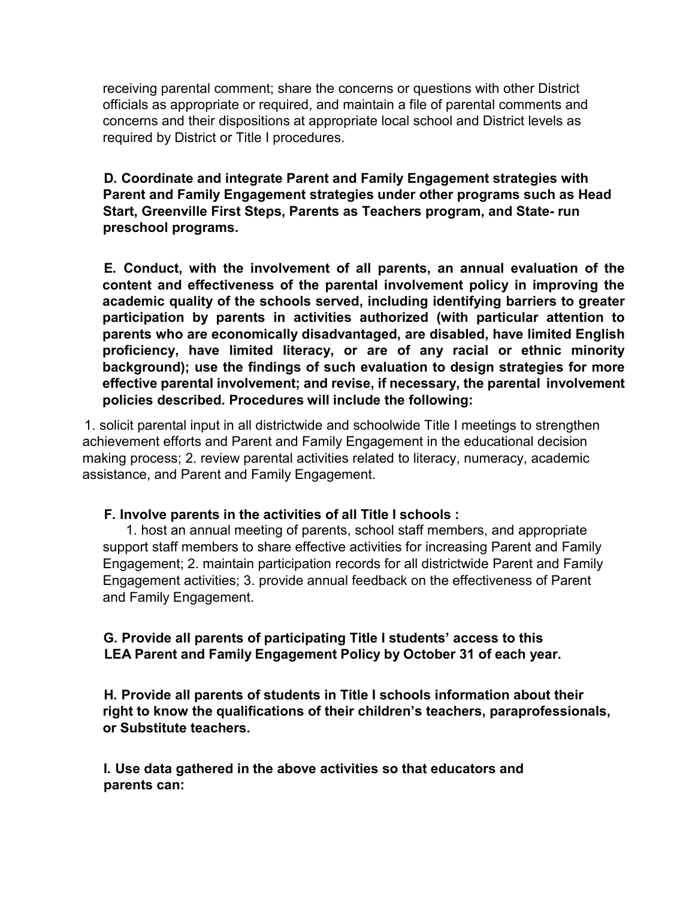receiving parental comment; share the concerns or questions with other District officials as appropriate or required, and maintain a file of parental comments and concerns and their dispositions at appropriate local school and District levels as required by District or Title I procedures.

**D. Coordinate and integrate Parent and Family Engagement strategies with Parent and Family Engagement strategies under other programs such as Head Start, Greenville First Steps, Parents as Teachers program, and State- run preschool programs.**

**E. Conduct, with the involvement of all parents, an annual evaluation of the content and effectiveness of the parental involvement policy in improving the academic quality of the schools served, including identifying barriers to greater participation by parents in activities authorized (with particular attention to parents who are economically disadvantaged, are disabled, have limited English proficiency, have limited literacy, or are of any racial or ethnic minority background); use the findings of such evaluation to design strategies for more effective parental involvement; and revise, if necessary, the parental involvement policies described. Procedures will include the following:**

1. solicit parental input in all districtwide and schoolwide Title I meetings to strengthen achievement efforts and Parent and Family Engagement in the educational decision making process; 2. review parental activities related to literacy, numeracy, academic assistance, and Parent and Family Engagement.

**F. Involve parents in the activities of all Title I schools :**

1. host an annual meeting of parents, school staff members, and appropriate support staff members to share effective activities for increasing Parent and Family Engagement; 2. maintain participation records for all districtwide Parent and Family Engagement activities; 3. provide annual feedback on the effectiveness of Parent and Family Engagement.

**G. Provide all parents of participating Title I students' access to this LEA Parent and Family Engagement Policy by October 31 of each year.**

**H. Provide all parents of students in Title I schools information about their right to know the qualifications of their children's teachers, paraprofessionals, or Substitute teachers.**

**I. Use data gathered in the above activities so that educators and parents can:**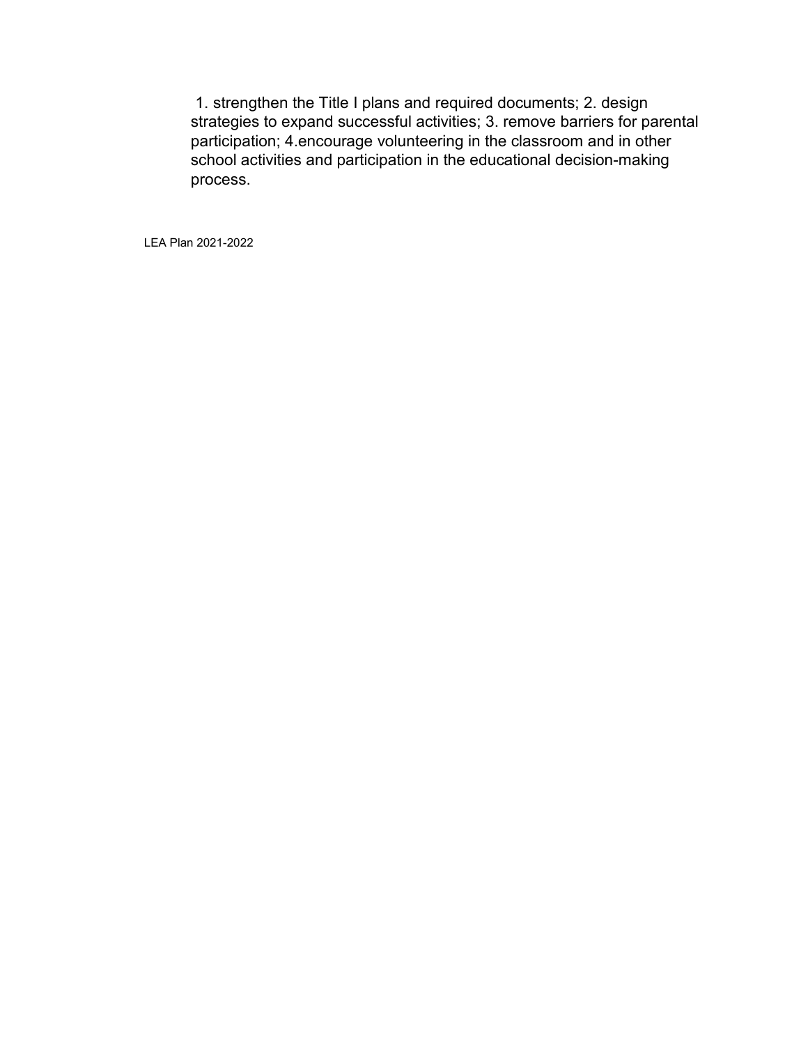1. strengthen the Title I plans and required documents; 2. design strategies to expand successful activities; 3. remove barriers for parental participation; 4.encourage volunteering in the classroom and in other school activities and participation in the educational decision-making process.